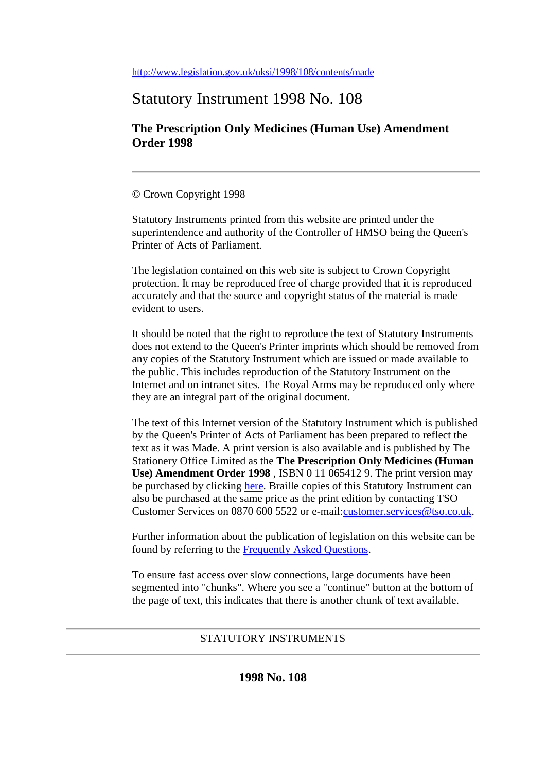http://www.legislation.gov.uk/uksi/1998/108/contents/made

# Statutory Instrument 1998 No. 108

## The Prescription Only Medicines (Human Use) Amendment Order 1998

---

© Crown Copyright 1998

Statutory Instruments printed from this website are printed under the superintendence and authority of the Controller of HMSO being the Queen's Printer of Acts of Parliament.

The legislation contained on this web site is subject to Crown Copyright protection. It may be reproduced free of charge provided that it is reproduced accurately and that the source and copyright status of the material is made evident to users.

It should be noted that the right to reproduce the text of Statutory Instruments does not extend to the Queen's Printer imprints which should be removed from any copies of the Statutory Instrument which are issued or made available to the public. This includes reproduction of the Statutory Instrument on the Internet and on intranet sites. The Royal Arms may be reproduced only where they are an integral part of the original document.

The text of this Internet version of the Statutory Instrument which is published by the Queen's Printer of Acts of Parliament has been prepared to reflect the text as it was Made. A print version is also available and is published by The Stationery Office Limited as the **The Prescription Only Medicines (Human Use) Amendment Order 1998** , ISBN 0 11 065412 9. The print version may be purchased by clicking here. Braille copies of this Statutory Instrument can also be purchased at the same price as the print edition by contacting TSO Customer Services on 0870 600 5522 or e-mail:customer.services@tso.co.uk.

Further information about the publication of legislation on this website can be found by referring to the Frequently Asked Questions.

To ensure fast access over slow connections, large documents have been segmented into "chunks". Where you see a "continue" button at the bottom of the page of text, this indicates that there is another chunk of text available.

---

STATUTORY INSTRUMENTS

---

**1998 No. 108**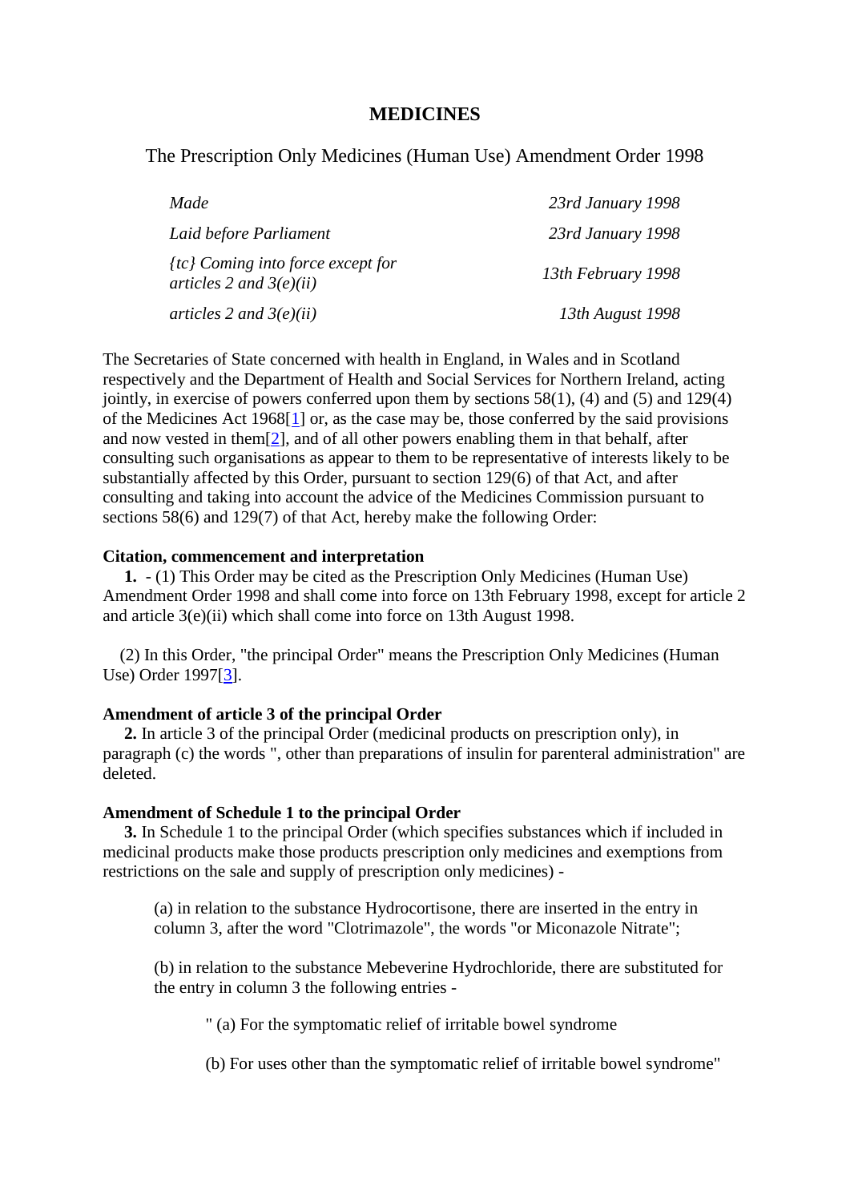# MEDICINES

The Prescription Only Medicines (Human Use) Amendment Order 1998

| | |
|---|---|
| *Made* | *23rd January 1998* |
| *Laid before Parliament* | *23rd January 1998* |
| *{tc} Coming into force except for articles 2 and 3(e)(ii)* | *13th February 1998* |
| *articles 2 and 3(e)(ii)* | *13th August 1998* |

The Secretaries of State concerned with health in England, in Wales and in Scotland respectively and the Department of Health and Social Services for Northern Ireland, acting jointly, in exercise of powers conferred upon them by sections 58(1), (4) and (5) and 129(4) of the Medicines Act 1968[1] or, as the case may be, those conferred by the said provisions and now vested in them[2], and of all other powers enabling them in that behalf, after consulting such organisations as appear to them to be representative of interests likely to be substantially affected by this Order, pursuant to section 129(6) of that Act, and after consulting and taking into account the advice of the Medicines Commission pursuant to sections 58(6) and 129(7) of that Act, hereby make the following Order:

**Citation, commencement and interpretation**

**1.** - (1) This Order may be cited as the Prescription Only Medicines (Human Use) Amendment Order 1998 and shall come into force on 13th February 1998, except for article 2 and article 3(e)(ii) which shall come into force on 13th August 1998.

(2) In this Order, "the principal Order" means the Prescription Only Medicines (Human Use) Order 1997[3].

**Amendment of article 3 of the principal Order**

**2.** In article 3 of the principal Order (medicinal products on prescription only), in paragraph (c) the words ", other than preparations of insulin for parenteral administration" are deleted.

**Amendment of Schedule 1 to the principal Order**

**3.** In Schedule 1 to the principal Order (which specifies substances which if included in medicinal products make those products prescription only medicines and exemptions from restrictions on the sale and supply of prescription only medicines) -

(a) in relation to the substance Hydrocortisone, there are inserted in the entry in column 3, after the word "Clotrimazole", the words "or Miconazole Nitrate";

(b) in relation to the substance Mebeverine Hydrochloride, there are substituted for the entry in column 3 the following entries -

" (a) For the symptomatic relief of irritable bowel syndrome

(b) For uses other than the symptomatic relief of irritable bowel syndrome"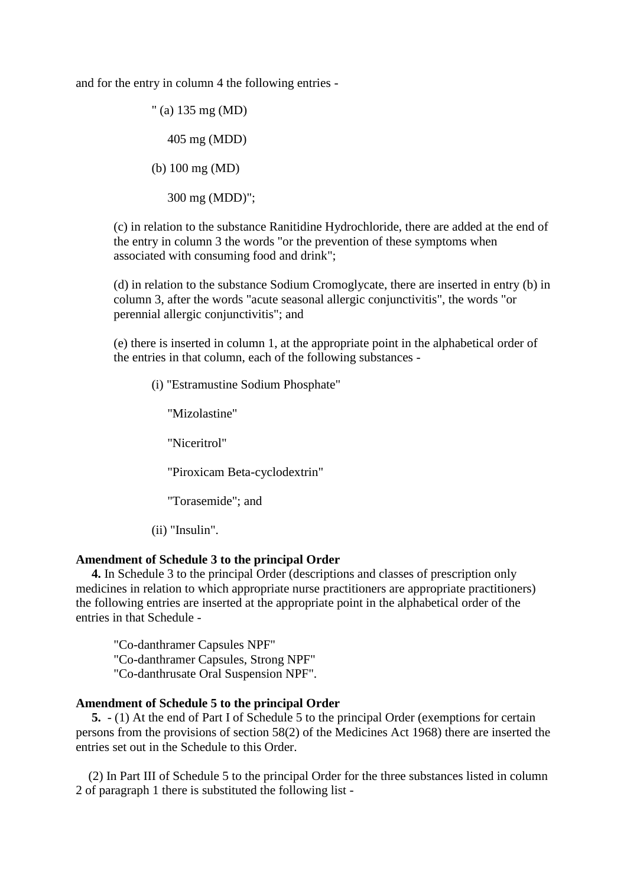and for the entry in column 4 the following entries -

> " (a) 135 mg (MD)
>
> 405 mg (MDD)
>
> (b) 100 mg (MD)
>
> 300 mg (MDD)";

(c) in relation to the substance Ranitidine Hydrochloride, there are added at the end of the entry in column 3 the words "or the prevention of these symptoms when associated with consuming food and drink";

(d) in relation to the substance Sodium Cromoglycate, there are inserted in entry (b) in column 3, after the words "acute seasonal allergic conjunctivitis", the words "or perennial allergic conjunctivitis"; and

(e) there is inserted in column 1, at the appropriate point in the alphabetical order of the entries in that column, each of the following substances -

> (i) "Estramustine Sodium Phosphate"
>
> "Mizolastine"
>
> "Niceritrol"
>
> "Piroxicam Beta-cyclodextrin"
>
> "Torasemide"; and
>
> (ii) "Insulin".

**Amendment of Schedule 3 to the principal Order**

**4.** In Schedule 3 to the principal Order (descriptions and classes of prescription only medicines in relation to which appropriate nurse practitioners are appropriate practitioners) the following entries are inserted at the appropriate point in the alphabetical order of the entries in that Schedule -

> "Co-danthramer Capsules NPF"
> "Co-danthramer Capsules, Strong NPF"
> "Co-danthrusate Oral Suspension NPF".

**Amendment of Schedule 5 to the principal Order**

**5.** - (1) At the end of Part I of Schedule 5 to the principal Order (exemptions for certain persons from the provisions of section 58(2) of the Medicines Act 1968) there are inserted the entries set out in the Schedule to this Order.

(2) In Part III of Schedule 5 to the principal Order for the three substances listed in column 2 of paragraph 1 there is substituted the following list -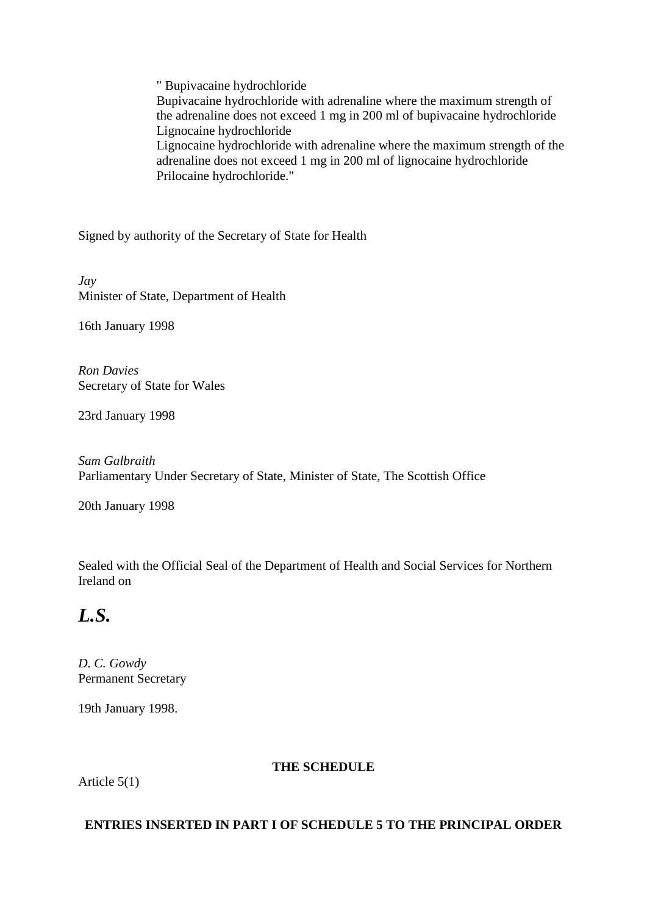" Bupivacaine hydrochloride
Bupivacaine hydrochloride with adrenaline where the maximum strength of the adrenaline does not exceed 1 mg in 200 ml of bupivacaine hydrochloride
Lignocaine hydrochloride
Lignocaine hydrochloride with adrenaline where the maximum strength of the adrenaline does not exceed 1 mg in 200 ml of lignocaine hydrochloride
Prilocaine hydrochloride."

Signed by authority of the Secretary of State for Health

*Jay*
Minister of State, Department of Health

16th January 1998

*Ron Davies*
Secretary of State for Wales

23rd January 1998

*Sam Galbraith*
Parliamentary Under Secretary of State, Minister of State, The Scottish Office

20th January 1998

Sealed with the Official Seal of the Department of Health and Social Services for Northern Ireland on

## *L.S.*

*D. C. Gowdy*
Permanent Secretary

19th January 1998.

**THE SCHEDULE**

Article 5(1)

**ENTRIES INSERTED IN PART I OF SCHEDULE 5 TO THE PRINCIPAL ORDER**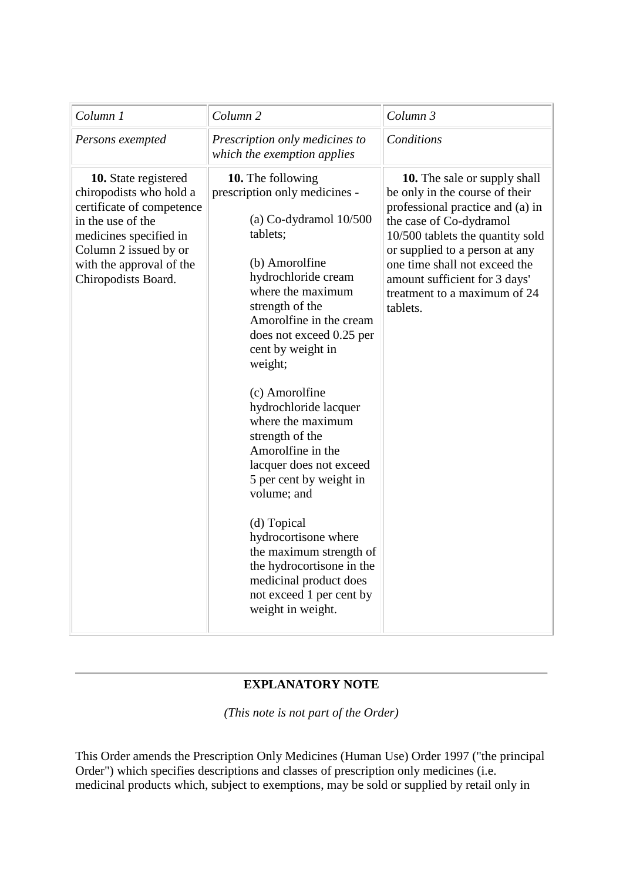| *Column 1* | *Column 2* | *Column 3* |
|---|---|---|
| *Persons exempted* | *Prescription only medicines to which the exemption applies* | *Conditions* |
| **10.** State registered chiropodists who hold a certificate of competence in the use of the medicines specified in Column 2 issued by or with the approval of the Chiropodists Board. | **10.** The following prescription only medicines - (a) Co-dydramol 10/500 tablets; (b) Amorolfine hydrochloride cream where the maximum strength of the Amorolfine in the cream does not exceed 0.25 per cent by weight in weight; (c) Amorolfine hydrochloride lacquer where the maximum strength of the Amorolfine in the lacquer does not exceed 5 per cent by weight in volume; and (d) Topical hydrocortisone where the maximum strength of the hydrocortisone in the medicinal product does not exceed 1 per cent by weight in weight. | **10.** The sale or supply shall be only in the course of their professional practice and (a) in the case of Co-dydramol 10/500 tablets the quantity sold or supplied to a person at any one time shall not exceed the amount sufficient for 3 days' treatment to a maximum of 24 tablets. |

---

**EXPLANATORY NOTE**

*(This note is not part of the Order)*

This Order amends the Prescription Only Medicines (Human Use) Order 1997 ("the principal Order") which specifies descriptions and classes of prescription only medicines (i.e. medicinal products which, subject to exemptions, may be sold or supplied by retail only in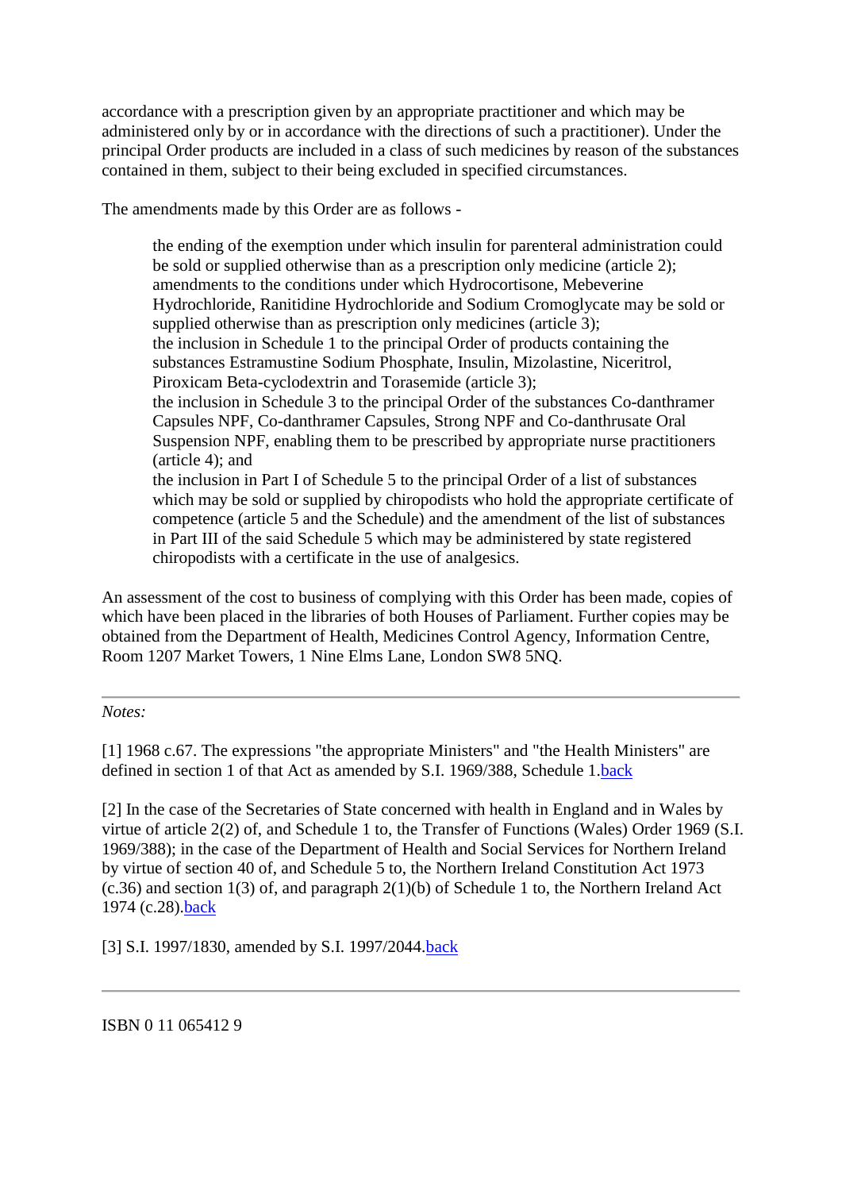accordance with a prescription given by an appropriate practitioner and which may be administered only by or in accordance with the directions of such a practitioner). Under the principal Order products are included in a class of such medicines by reason of the substances contained in them, subject to their being excluded in specified circumstances.

The amendments made by this Order are as follows -

> the ending of the exemption under which insulin for parenteral administration could be sold or supplied otherwise than as a prescription only medicine (article 2);
> amendments to the conditions under which Hydrocortisone, Mebeverine Hydrochloride, Ranitidine Hydrochloride and Sodium Cromoglycate may be sold or supplied otherwise than as prescription only medicines (article 3);
> the inclusion in Schedule 1 to the principal Order of products containing the substances Estramustine Sodium Phosphate, Insulin, Mizolastine, Niceritrol, Piroxicam Beta-cyclodextrin and Torasemide (article 3);
> the inclusion in Schedule 3 to the principal Order of the substances Co-danthramer Capsules NPF, Co-danthramer Capsules, Strong NPF and Co-danthrusate Oral Suspension NPF, enabling them to be prescribed by appropriate nurse practitioners (article 4); and
> the inclusion in Part I of Schedule 5 to the principal Order of a list of substances which may be sold or supplied by chiropodists who hold the appropriate certificate of competence (article 5 and the Schedule) and the amendment of the list of substances in Part III of the said Schedule 5 which may be administered by state registered chiropodists with a certificate in the use of analgesics.

An assessment of the cost to business of complying with this Order has been made, copies of which have been placed in the libraries of both Houses of Parliament. Further copies may be obtained from the Department of Health, Medicines Control Agency, Information Centre, Room 1207 Market Towers, 1 Nine Elms Lane, London SW8 5NQ.

---

*Notes:*

[1] 1968 c.67. The expressions "the appropriate Ministers" and "the Health Ministers" are defined in section 1 of that Act as amended by S.I. 1969/388, Schedule 1.back

[2] In the case of the Secretaries of State concerned with health in England and in Wales by virtue of article 2(2) of, and Schedule 1 to, the Transfer of Functions (Wales) Order 1969 (S.I. 1969/388); in the case of the Department of Health and Social Services for Northern Ireland by virtue of section 40 of, and Schedule 5 to, the Northern Ireland Constitution Act 1973 (c.36) and section 1(3) of, and paragraph 2(1)(b) of Schedule 1 to, the Northern Ireland Act 1974 (c.28).back

[3] S.I. 1997/1830, amended by S.I. 1997/2044.back

---

ISBN 0 11 065412 9